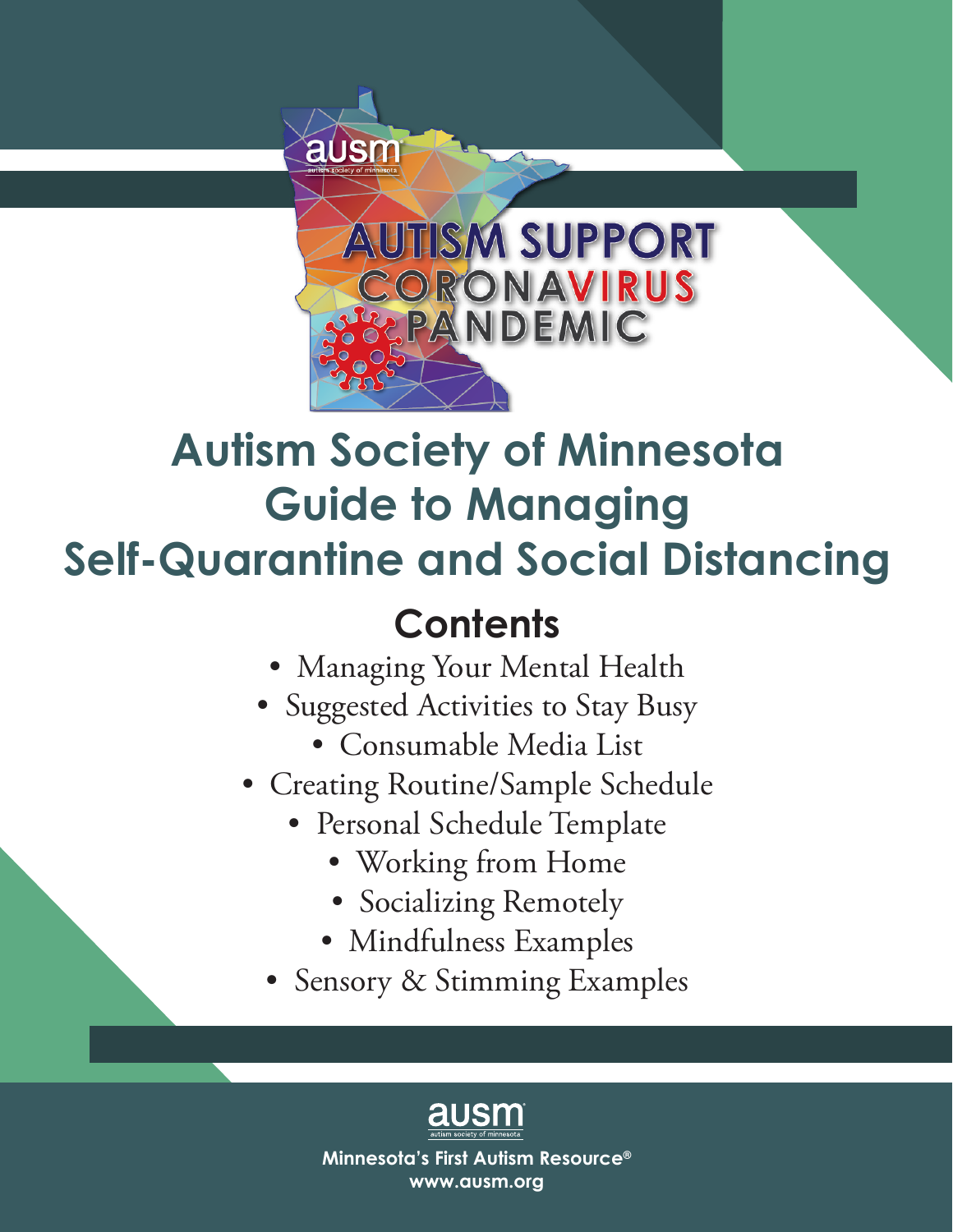ausm
autism society of minnesota

AUTISM SUPPORT
CORONAVIRUS
PANDEMIC

# Autism Society of Minnesota Guide to Managing Self-Quarantine and Social Distancing

## Contents

- Managing Your Mental Health
- Suggested Activities to Stay Busy
- Consumable Media List
- Creating Routine/Sample Schedule
- Personal Schedule Template
- Working from Home
- Socializing Remotely
- Mindfulness Examples
- Sensory & Stimming Examples

ausm
autism society of minnesota

**Minnesota's First Autism Resource®**
**www.ausm.org**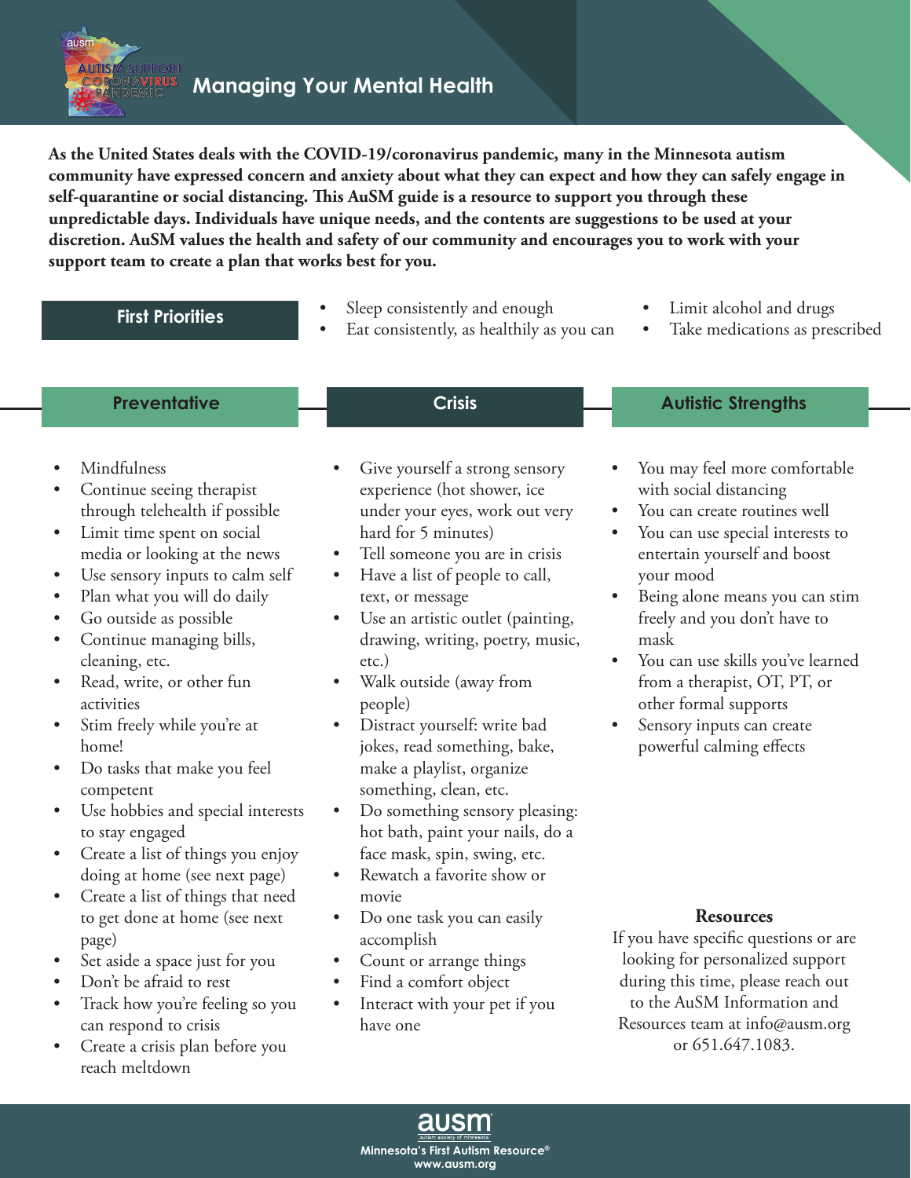# Managing Your Mental Health

**As the United States deals with the COVID-19/coronavirus pandemic, many in the Minnesota autism community have expressed concern and anxiety about what they can expect and how they can safely engage in self-quarantine or social distancing. This AuSM guide is a resource to support you through these unpredictable days. Individuals have unique needs, and the contents are suggestions to be used at your discretion. AuSM values the health and safety of our community and encourages you to work with your support team to create a plan that works best for you.**

## First Priorities

- Sleep consistently and enough
- Eat consistently, as healthily as you can
- Limit alcohol and drugs
- Take medications as prescribed

## Preventative

- Mindfulness
- Continue seeing therapist through telehealth if possible
- Limit time spent on social media or looking at the news
- Use sensory inputs to calm self
- Plan what you will do daily
- Go outside as possible
- Continue managing bills, cleaning, etc.
- Read, write, or other fun activities
- Stim freely while you're at home!
- Do tasks that make you feel competent
- Use hobbies and special interests to stay engaged
- Create a list of things you enjoy doing at home (see next page)
- Create a list of things that need to get done at home (see next page)
- Set aside a space just for you
- Don't be afraid to rest
- Track how you're feeling so you can respond to crisis
- Create a crisis plan before you reach meltdown

## Crisis

- Give yourself a strong sensory experience (hot shower, ice under your eyes, work out very hard for 5 minutes)
- Tell someone you are in crisis
- Have a list of people to call, text, or message
- Use an artistic outlet (painting, drawing, writing, poetry, music, etc.)
- Walk outside (away from people)
- Distract yourself: write bad jokes, read something, bake, make a playlist, organize something, clean, etc.
- Do something sensory pleasing: hot bath, paint your nails, do a face mask, spin, swing, etc.
- Rewatch a favorite show or movie
- Do one task you can easily accomplish
- Count or arrange things
- Find a comfort object
- Interact with your pet if you have one

## Autistic Strengths

- You may feel more comfortable with social distancing
- You can create routines well
- You can use special interests to entertain yourself and boost your mood
- Being alone means you can stim freely and you don't have to mask
- You can use skills you've learned from a therapist, OT, PT, or other formal supports
- Sensory inputs can create powerful calming effects

### Resources

If you have specific questions or are looking for personalized support during this time, please reach out to the AuSM Information and Resources team at info@ausm.org or 651.647.1083.

ausm
Minnesota's First Autism Resource®
www.ausm.org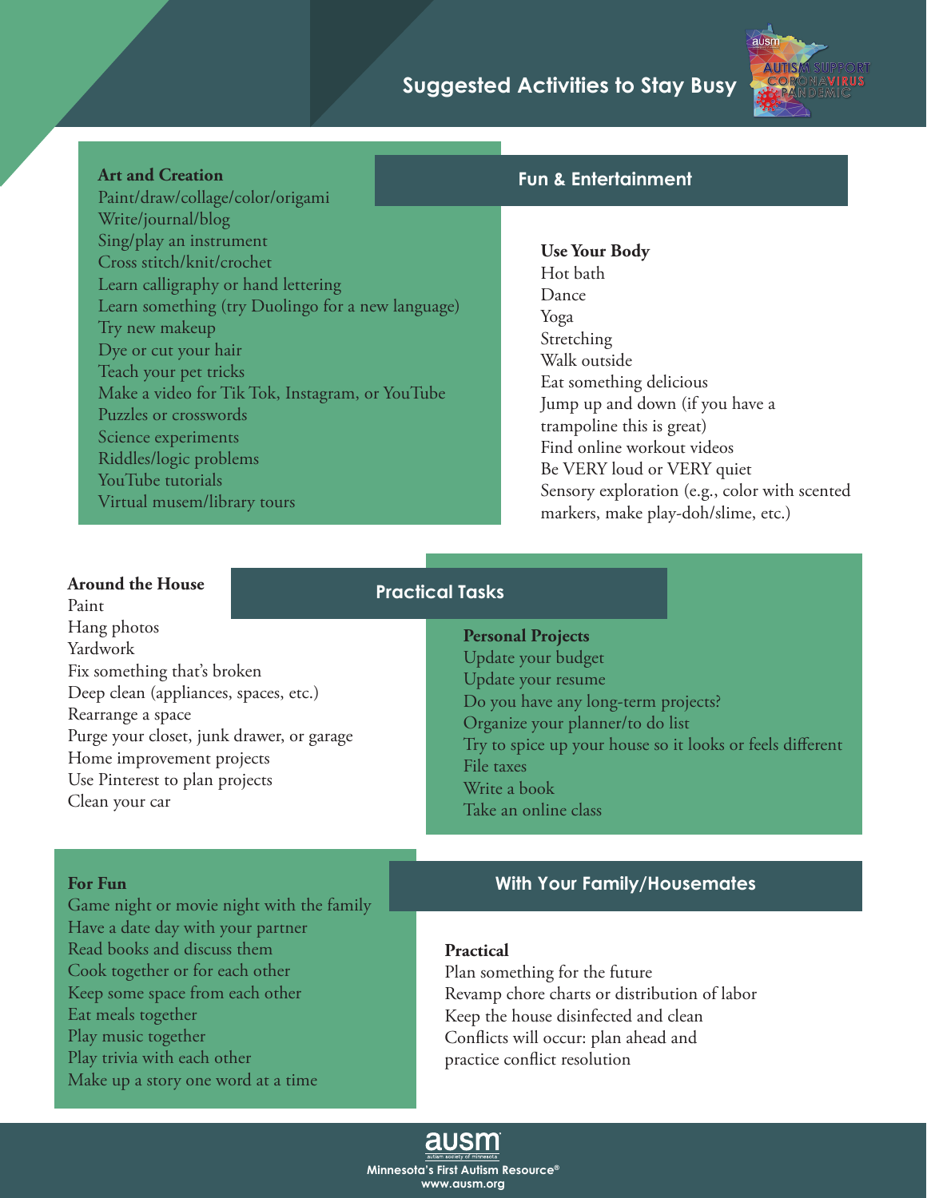# Suggested Activities to Stay Busy

## Fun & Entertainment

### Art and Creation

- Paint/draw/collage/color/origami
- Write/journal/blog
- Sing/play an instrument
- Cross stitch/knit/crochet
- Learn calligraphy or hand lettering
- Learn something (try Duolingo for a new language)
- Try new makeup
- Dye or cut your hair
- Teach your pet tricks
- Make a video for Tik Tok, Instagram, or YouTube
- Puzzles or crosswords
- Science experiments
- Riddles/logic problems
- YouTube tutorials
- Virtual musem/library tours

### Use Your Body

- Hot bath
- Dance
- Yoga
- Stretching
- Walk outside
- Eat something delicious
- Jump up and down (if you have a trampoline this is great)
- Find online workout videos
- Be VERY loud or VERY quiet
- Sensory exploration (e.g., color with scented markers, make play-doh/slime, etc.)

## Practical Tasks

### Around the House

- Paint
- Hang photos
- Yardwork
- Fix something that's broken
- Deep clean (appliances, spaces, etc.)
- Rearrange a space
- Purge your closet, junk drawer, or garage
- Home improvement projects
- Use Pinterest to plan projects
- Clean your car

### Personal Projects

- Update your budget
- Update your resume
- Do you have any long-term projects?
- Organize your planner/to do list
- Try to spice up your house so it looks or feels different
- File taxes
- Write a book
- Take an online class

## With Your Family/Housemates

### For Fun

- Game night or movie night with the family
- Have a date day with your partner
- Read books and discuss them
- Cook together or for each other
- Keep some space from each other
- Eat meals together
- Play music together
- Play trivia with each other
- Make up a story one word at a time

### Practical

- Plan something for the future
- Revamp chore charts or distribution of labor
- Keep the house disinfected and clean
- Conflicts will occur: plan ahead and practice conflict resolution

ausm
Minnesota's First Autism Resource®
www.ausm.org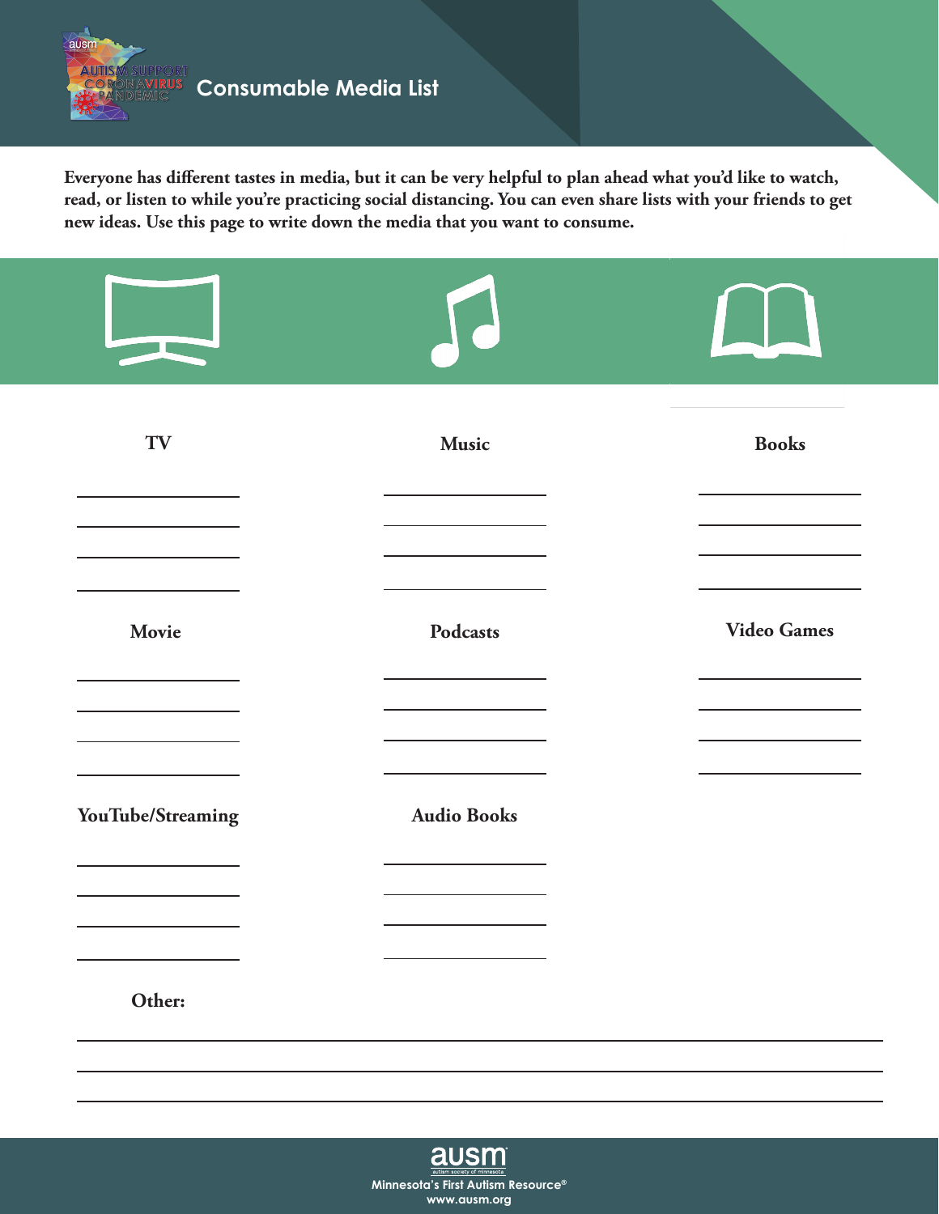# Consumable Media List

**Everyone has different tastes in media, but it can be very helpful to plan ahead what you'd like to watch, read, or listen to while you're practicing social distancing. You can even share lists with your friends to get new ideas. Use this page to write down the media that you want to consume.**

### TV

\_\_\_\_\_\_\_\_\_\_\_\_\_\_\_\_\_\_\_\_

\_\_\_\_\_\_\_\_\_\_\_\_\_\_\_\_\_\_\_\_

\_\_\_\_\_\_\_\_\_\_\_\_\_\_\_\_\_\_\_\_

\_\_\_\_\_\_\_\_\_\_\_\_\_\_\_\_\_\_\_\_

### Music

\_\_\_\_\_\_\_\_\_\_\_\_\_\_\_\_\_\_\_\_

\_\_\_\_\_\_\_\_\_\_\_\_\_\_\_\_\_\_\_\_

\_\_\_\_\_\_\_\_\_\_\_\_\_\_\_\_\_\_\_\_

\_\_\_\_\_\_\_\_\_\_\_\_\_\_\_\_\_\_\_\_

### Books

\_\_\_\_\_\_\_\_\_\_\_\_\_\_\_\_\_\_\_\_

\_\_\_\_\_\_\_\_\_\_\_\_\_\_\_\_\_\_\_\_

\_\_\_\_\_\_\_\_\_\_\_\_\_\_\_\_\_\_\_\_

\_\_\_\_\_\_\_\_\_\_\_\_\_\_\_\_\_\_\_\_

### Movie

\_\_\_\_\_\_\_\_\_\_\_\_\_\_\_\_\_\_\_\_

\_\_\_\_\_\_\_\_\_\_\_\_\_\_\_\_\_\_\_\_

\_\_\_\_\_\_\_\_\_\_\_\_\_\_\_\_\_\_\_\_

\_\_\_\_\_\_\_\_\_\_\_\_\_\_\_\_\_\_\_\_

### Podcasts

\_\_\_\_\_\_\_\_\_\_\_\_\_\_\_\_\_\_\_\_

\_\_\_\_\_\_\_\_\_\_\_\_\_\_\_\_\_\_\_\_

\_\_\_\_\_\_\_\_\_\_\_\_\_\_\_\_\_\_\_\_

\_\_\_\_\_\_\_\_\_\_\_\_\_\_\_\_\_\_\_\_

### Video Games

\_\_\_\_\_\_\_\_\_\_\_\_\_\_\_\_\_\_\_\_

\_\_\_\_\_\_\_\_\_\_\_\_\_\_\_\_\_\_\_\_

\_\_\_\_\_\_\_\_\_\_\_\_\_\_\_\_\_\_\_\_

\_\_\_\_\_\_\_\_\_\_\_\_\_\_\_\_\_\_\_\_

### YouTube/Streaming

\_\_\_\_\_\_\_\_\_\_\_\_\_\_\_\_\_\_\_\_

\_\_\_\_\_\_\_\_\_\_\_\_\_\_\_\_\_\_\_\_

\_\_\_\_\_\_\_\_\_\_\_\_\_\_\_\_\_\_\_\_

\_\_\_\_\_\_\_\_\_\_\_\_\_\_\_\_\_\_\_\_

### Audio Books

\_\_\_\_\_\_\_\_\_\_\_\_\_\_\_\_\_\_\_\_

\_\_\_\_\_\_\_\_\_\_\_\_\_\_\_\_\_\_\_\_

\_\_\_\_\_\_\_\_\_\_\_\_\_\_\_\_\_\_\_\_

\_\_\_\_\_\_\_\_\_\_\_\_\_\_\_\_\_\_\_\_

### Other:

\_\_\_\_\_\_\_\_\_\_\_\_\_\_\_\_\_\_\_\_\_\_\_\_\_\_\_\_\_\_\_\_\_\_\_\_\_\_\_\_\_\_\_\_\_\_\_\_\_\_\_\_\_\_\_\_\_\_\_\_

\_\_\_\_\_\_\_\_\_\_\_\_\_\_\_\_\_\_\_\_\_\_\_\_\_\_\_\_\_\_\_\_\_\_\_\_\_\_\_\_\_\_\_\_\_\_\_\_\_\_\_\_\_\_\_\_\_\_\_\_

\_\_\_\_\_\_\_\_\_\_\_\_\_\_\_\_\_\_\_\_\_\_\_\_\_\_\_\_\_\_\_\_\_\_\_\_\_\_\_\_\_\_\_\_\_\_\_\_\_\_\_\_\_\_\_\_\_\_\_\_

ausm
autism society of minnesota
Minnesota's First Autism Resource®
www.ausm.org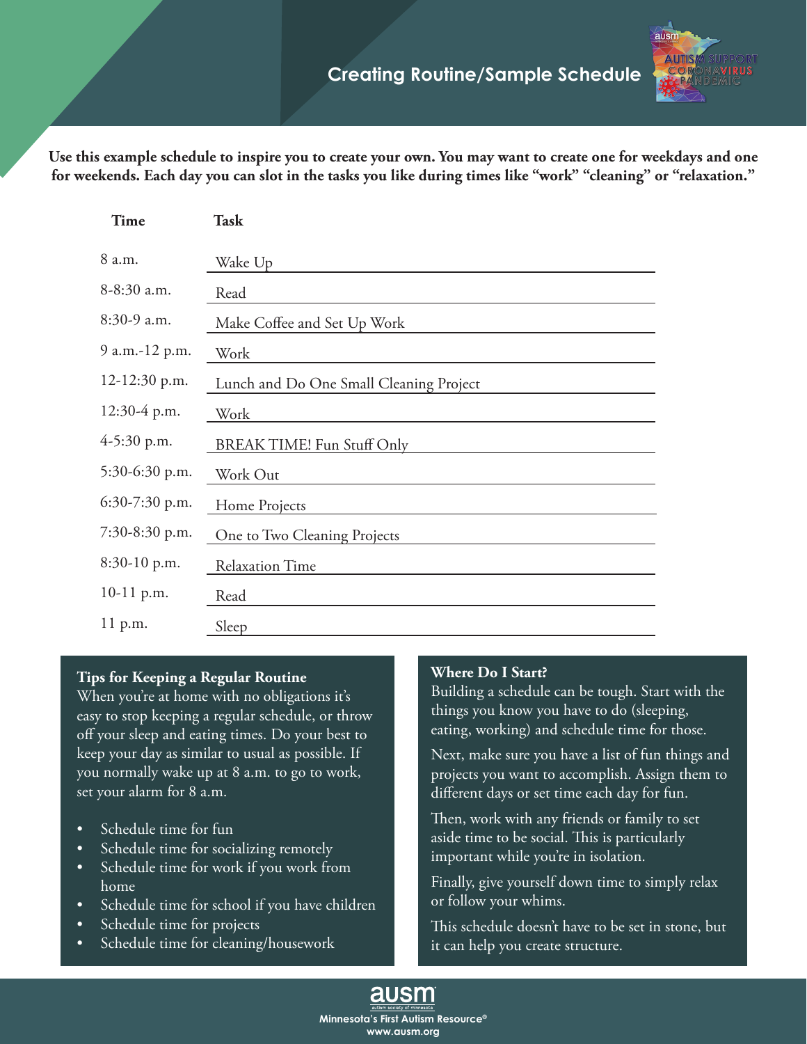# Creating Routine/Sample Schedule

**Use this example schedule to inspire you to create your own. You may want to create one for weekdays and one for weekends. Each day you can slot in the tasks you like during times like "work" "cleaning" or "relaxation."**

| Time | Task |
|---|---|
| 8 a.m. | Wake Up |
| 8-8:30 a.m. | Read |
| 8:30-9 a.m. | Make Coffee and Set Up Work |
| 9 a.m.-12 p.m. | Work |
| 12-12:30 p.m. | Lunch and Do One Small Cleaning Project |
| 12:30-4 p.m. | Work |
| 4-5:30 p.m. | BREAK TIME! Fun Stuff Only |
| 5:30-6:30 p.m. | Work Out |
| 6:30-7:30 p.m. | Home Projects |
| 7:30-8:30 p.m. | One to Two Cleaning Projects |
| 8:30-10 p.m. | Relaxation Time |
| 10-11 p.m. | Read |
| 11 p.m. | Sleep |

### Tips for Keeping a Regular Routine

When you're at home with no obligations it's easy to stop keeping a regular schedule, or throw off your sleep and eating times. Do your best to keep your day as similar to usual as possible. If you normally wake up at 8 a.m. to go to work, set your alarm for 8 a.m.

- Schedule time for fun
- Schedule time for socializing remotely
- Schedule time for work if you work from home
- Schedule time for school if you have children
- Schedule time for projects
- Schedule time for cleaning/housework

### Where Do I Start?

Building a schedule can be tough. Start with the things you know you have to do (sleeping, eating, working) and schedule time for those.

Next, make sure you have a list of fun things and projects you want to accomplish. Assign them to different days or set time each day for fun.

Then, work with any friends or family to set aside time to be social. This is particularly important while you're in isolation.

Finally, give yourself down time to simply relax or follow your whims.

This schedule doesn't have to be set in stone, but it can help you create structure.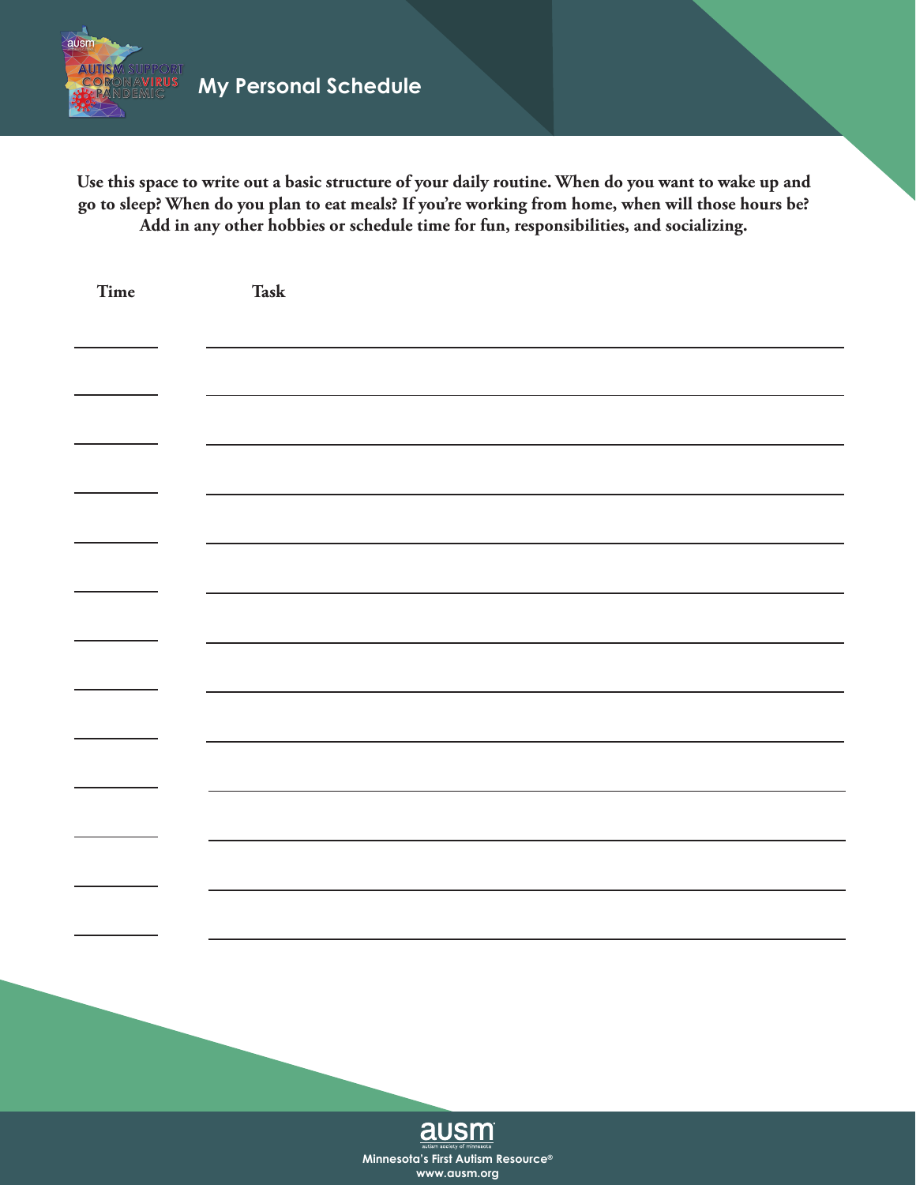# My Personal Schedule

**Use this space to write out a basic structure of your daily routine. When do you want to wake up and go to sleep? When do you plan to eat meals? If you're working from home, when will those hours be? Add in any other hobbies or schedule time for fun, responsibilities, and socializing.**

| Time | Task |
|---|---|
| | |
| | |
| | |
| | |
| | |
| | |
| | |
| | |
| | |
| | |
| | |
| | |
| | |

ausm
autism society of minnesota
Minnesota's First Autism Resource®
www.ausm.org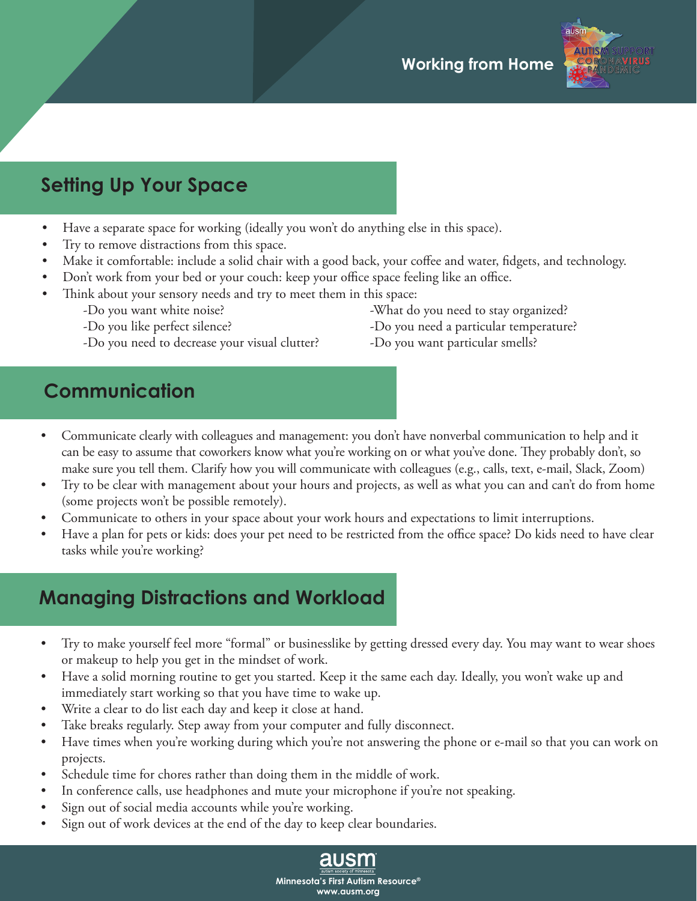# Working from Home

## Setting Up Your Space

- Have a separate space for working (ideally you won't do anything else in this space).
- Try to remove distractions from this space.
- Make it comfortable: include a solid chair with a good back, your coffee and water, fidgets, and technology.
- Don't work from your bed or your couch: keep your office space feeling like an office.
- Think about your sensory needs and try to meet them in this space:
  - -Do you want white noise?
  - -Do you like perfect silence?
  - -Do you need to decrease your visual clutter?
  - -What do you need to stay organized?
  - -Do you need a particular temperature?
  - -Do you want particular smells?

## Communication

- Communicate clearly with colleagues and management: you don't have nonverbal communication to help and it can be easy to assume that coworkers know what you're working on or what you've done. They probably don't, so make sure you tell them. Clarify how you will communicate with colleagues (e.g., calls, text, e-mail, Slack, Zoom)
- Try to be clear with management about your hours and projects, as well as what you can and can't do from home (some projects won't be possible remotely).
- Communicate to others in your space about your work hours and expectations to limit interruptions.
- Have a plan for pets or kids: does your pet need to be restricted from the office space? Do kids need to have clear tasks while you're working?

## Managing Distractions and Workload

- Try to make yourself feel more "formal" or businesslike by getting dressed every day. You may want to wear shoes or makeup to help you get in the mindset of work.
- Have a solid morning routine to get you started. Keep it the same each day. Ideally, you won't wake up and immediately start working so that you have time to wake up.
- Write a clear to do list each day and keep it close at hand.
- Take breaks regularly. Step away from your computer and fully disconnect.
- Have times when you're working during which you're not answering the phone or e-mail so that you can work on projects.
- Schedule time for chores rather than doing them in the middle of work.
- In conference calls, use headphones and mute your microphone if you're not speaking.
- Sign out of social media accounts while you're working.
- Sign out of work devices at the end of the day to keep clear boundaries.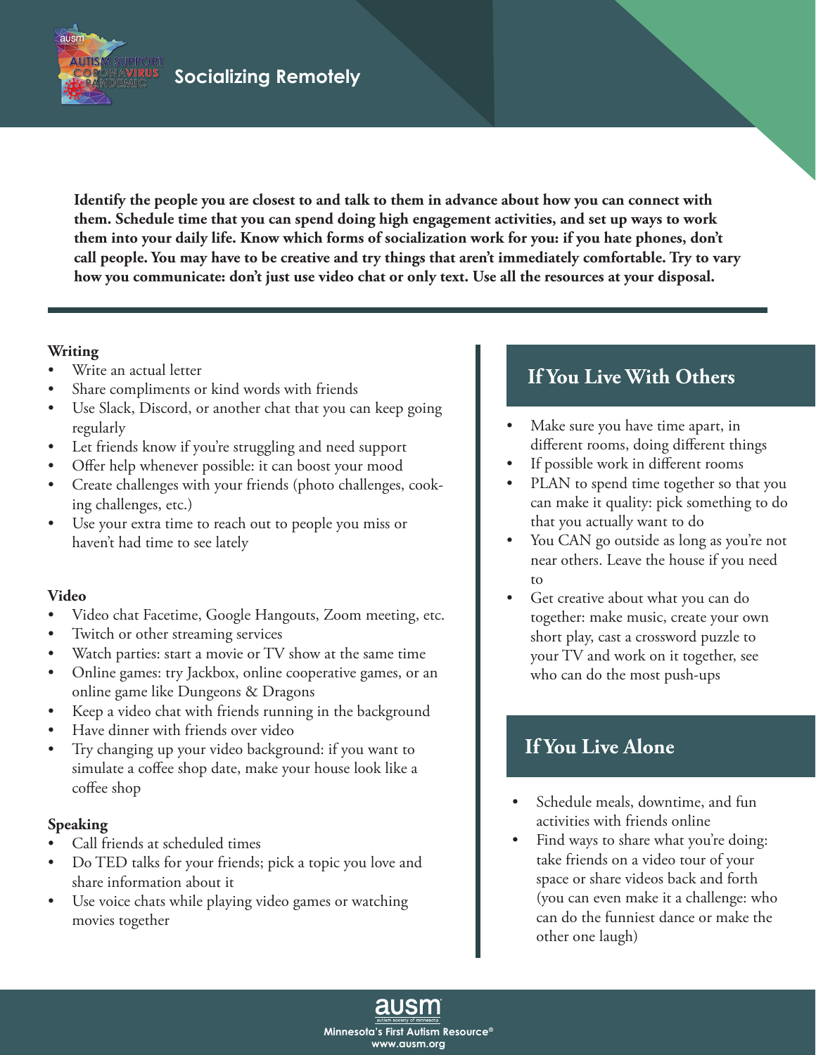# Socializing Remotely

**Identify the people you are closest to and talk to them in advance about how you can connect with them. Schedule time that you can spend doing high engagement activities, and set up ways to work them into your daily life. Know which forms of socialization work for you: if you hate phones, don't call people. You may have to be creative and try things that aren't immediately comfortable. Try to vary how you communicate: don't just use video chat or only text. Use all the resources at your disposal.**

### Writing

- Write an actual letter
- Share compliments or kind words with friends
- Use Slack, Discord, or another chat that you can keep going regularly
- Let friends know if you're struggling and need support
- Offer help whenever possible: it can boost your mood
- Create challenges with your friends (photo challenges, cooking challenges, etc.)
- Use your extra time to reach out to people you miss or haven't had time to see lately

### Video

- Video chat Facetime, Google Hangouts, Zoom meeting, etc.
- Twitch or other streaming services
- Watch parties: start a movie or TV show at the same time
- Online games: try Jackbox, online cooperative games, or an online game like Dungeons & Dragons
- Keep a video chat with friends running in the background
- Have dinner with friends over video
- Try changing up your video background: if you want to simulate a coffee shop date, make your house look like a coffee shop

### Speaking

- Call friends at scheduled times
- Do TED talks for your friends; pick a topic you love and share information about it
- Use voice chats while playing video games or watching movies together

## If You Live With Others

- Make sure you have time apart, in different rooms, doing different things
- If possible work in different rooms
- PLAN to spend time together so that you can make it quality: pick something to do that you actually want to do
- You CAN go outside as long as you're not near others. Leave the house if you need to
- Get creative about what you can do together: make music, create your own short play, cast a crossword puzzle to your TV and work on it together, see who can do the most push-ups

## If You Live Alone

- Schedule meals, downtime, and fun activities with friends online
- Find ways to share what you're doing: take friends on a video tour of your space or share videos back and forth (you can even make it a challenge: who can do the funniest dance or make the other one laugh)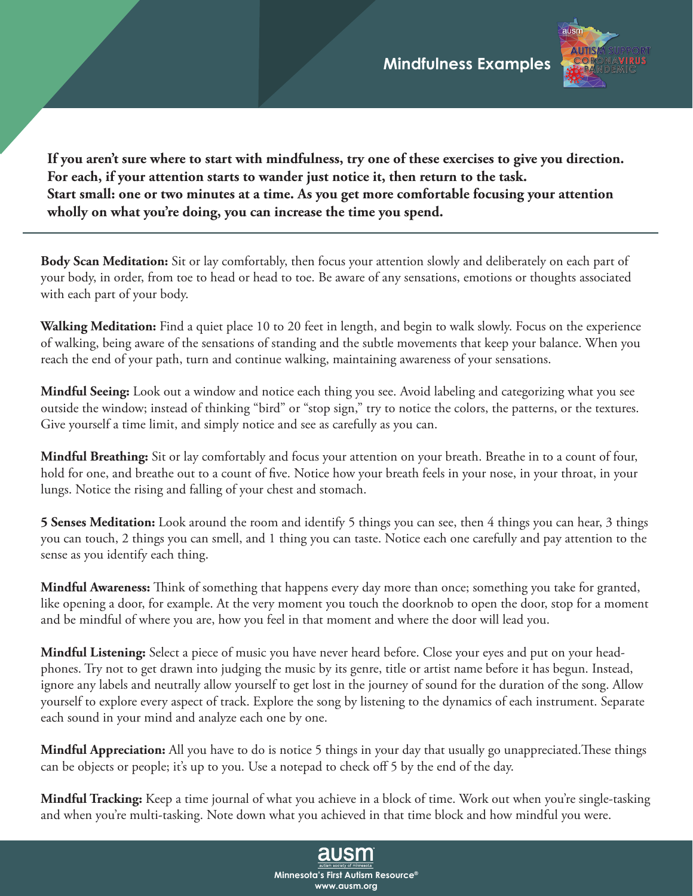# Mindfulness Examples

**If you aren't sure where to start with mindfulness, try one of these exercises to give you direction. For each, if your attention starts to wander just notice it, then return to the task. Start small: one or two minutes at a time. As you get more comfortable focusing your attention wholly on what you're doing, you can increase the time you spend.**

---

**Body Scan Meditation:** Sit or lay comfortably, then focus your attention slowly and deliberately on each part of your body, in order, from toe to head or head to toe. Be aware of any sensations, emotions or thoughts associated with each part of your body.

**Walking Meditation:** Find a quiet place 10 to 20 feet in length, and begin to walk slowly. Focus on the experience of walking, being aware of the sensations of standing and the subtle movements that keep your balance. When you reach the end of your path, turn and continue walking, maintaining awareness of your sensations.

**Mindful Seeing:** Look out a window and notice each thing you see. Avoid labeling and categorizing what you see outside the window; instead of thinking "bird" or "stop sign," try to notice the colors, the patterns, or the textures. Give yourself a time limit, and simply notice and see as carefully as you can.

**Mindful Breathing:** Sit or lay comfortably and focus your attention on your breath. Breathe in to a count of four, hold for one, and breathe out to a count of five. Notice how your breath feels in your nose, in your throat, in your lungs. Notice the rising and falling of your chest and stomach.

**5 Senses Meditation:** Look around the room and identify 5 things you can see, then 4 things you can hear, 3 things you can touch, 2 things you can smell, and 1 thing you can taste. Notice each one carefully and pay attention to the sense as you identify each thing.

**Mindful Awareness:** Think of something that happens every day more than once; something you take for granted, like opening a door, for example. At the very moment you touch the doorknob to open the door, stop for a moment and be mindful of where you are, how you feel in that moment and where the door will lead you.

**Mindful Listening:** Select a piece of music you have never heard before. Close your eyes and put on your head-phones. Try not to get drawn into judging the music by its genre, title or artist name before it has begun. Instead, ignore any labels and neutrally allow yourself to get lost in the journey of sound for the duration of the song. Allow yourself to explore every aspect of track. Explore the song by listening to the dynamics of each instrument. Separate each sound in your mind and analyze each one by one.

**Mindful Appreciation:** All you have to do is notice 5 things in your day that usually go unappreciated. These things can be objects or people; it's up to you. Use a notepad to check off 5 by the end of the day.

**Mindful Tracking:** Keep a time journal of what you achieve in a block of time. Work out when you're single-tasking and when you're multi-tasking. Note down what you achieved in that time block and how mindful you were.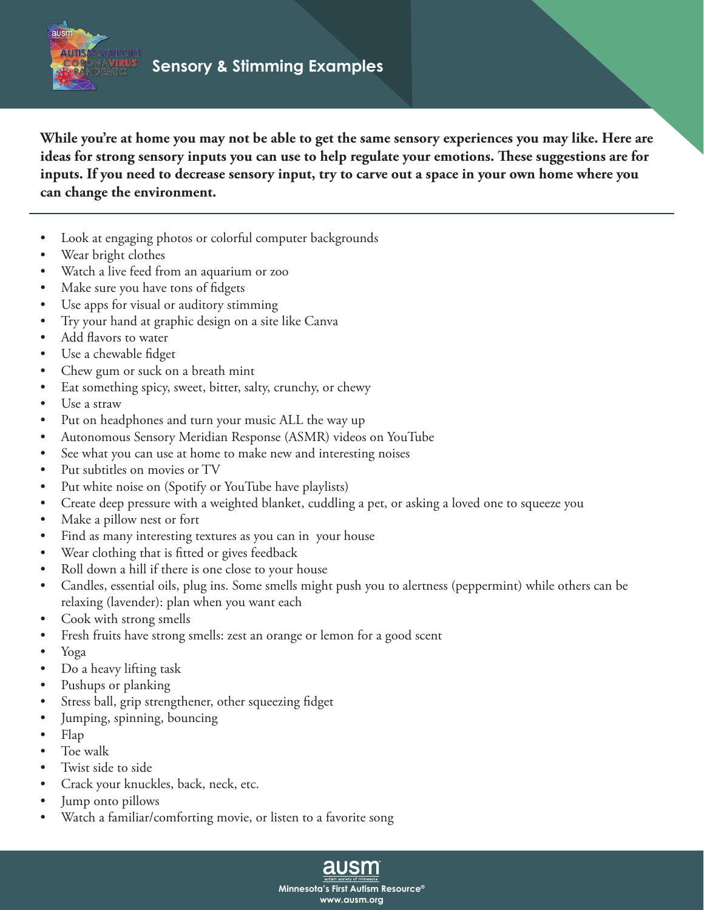# Sensory & Stimming Examples

**While you're at home you may not be able to get the same sensory experiences you may like. Here are ideas for strong sensory inputs you can use to help regulate your emotions. These suggestions are for inputs. If you need to decrease sensory input, try to carve out a space in your own home where you can change the environment.**

---

- Look at engaging photos or colorful computer backgrounds
- Wear bright clothes
- Watch a live feed from an aquarium or zoo
- Make sure you have tons of fidgets
- Use apps for visual or auditory stimming
- Try your hand at graphic design on a site like Canva
- Add flavors to water
- Use a chewable fidget
- Chew gum or suck on a breath mint
- Eat something spicy, sweet, bitter, salty, crunchy, or chewy
- Use a straw
- Put on headphones and turn your music ALL the way up
- Autonomous Sensory Meridian Response (ASMR) videos on YouTube
- See what you can use at home to make new and interesting noises
- Put subtitles on movies or TV
- Put white noise on (Spotify or YouTube have playlists)
- Create deep pressure with a weighted blanket, cuddling a pet, or asking a loved one to squeeze you
- Make a pillow nest or fort
- Find as many interesting textures as you can in your house
- Wear clothing that is fitted or gives feedback
- Roll down a hill if there is one close to your house
- Candles, essential oils, plug ins. Some smells might push you to alertness (peppermint) while others can be relaxing (lavender): plan when you want each
- Cook with strong smells
- Fresh fruits have strong smells: zest an orange or lemon for a good scent
- Yoga
- Do a heavy lifting task
- Pushups or planking
- Stress ball, grip strengthener, other squeezing fidget
- Jumping, spinning, bouncing
- Flap
- Toe walk
- Twist side to side
- Crack your knuckles, back, neck, etc.
- Jump onto pillows
- Watch a familiar/comforting movie, or listen to a favorite song

ausm
Minnesota's First Autism Resource®
www.ausm.org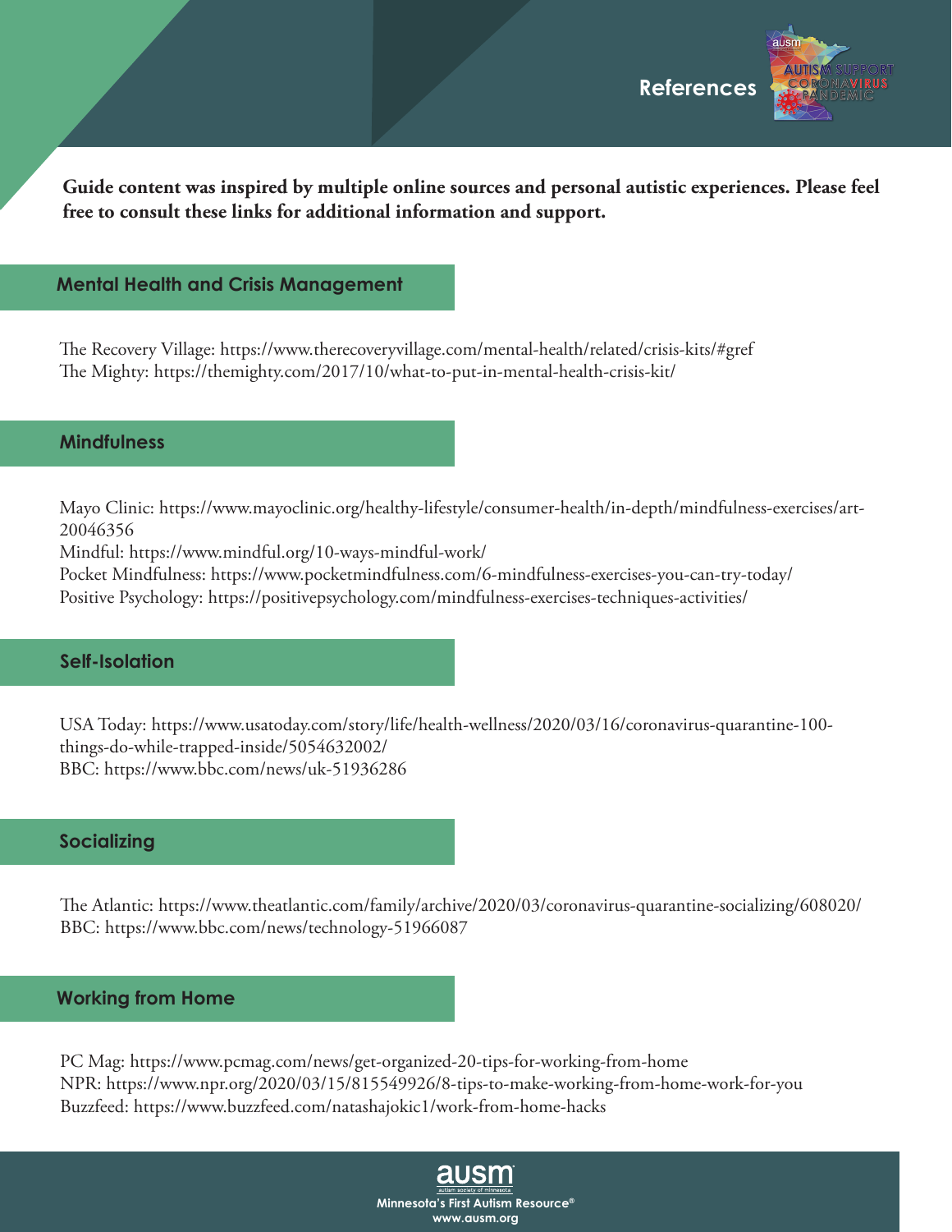# References

**Guide content was inspired by multiple online sources and personal autistic experiences. Please feel free to consult these links for additional information and support.**

## Mental Health and Crisis Management

The Recovery Village: https://www.therecoveryvillage.com/mental-health/related/crisis-kits/#gref
The Mighty: https://themighty.com/2017/10/what-to-put-in-mental-health-crisis-kit/

## Mindfulness

Mayo Clinic: https://www.mayoclinic.org/healthy-lifestyle/consumer-health/in-depth/mindfulness-exercises/art-20046356
Mindful: https://www.mindful.org/10-ways-mindful-work/
Pocket Mindfulness: https://www.pocketmindfulness.com/6-mindfulness-exercises-you-can-try-today/
Positive Psychology: https://positivepsychology.com/mindfulness-exercises-techniques-activities/

## Self-Isolation

USA Today: https://www.usatoday.com/story/life/health-wellness/2020/03/16/coronavirus-quarantine-100-things-do-while-trapped-inside/5054632002/
BBC: https://www.bbc.com/news/uk-51936286

## Socializing

The Atlantic: https://www.theatlantic.com/family/archive/2020/03/coronavirus-quarantine-socializing/608020/
BBC: https://www.bbc.com/news/technology-51966087

## Working from Home

PC Mag: https://www.pcmag.com/news/get-organized-20-tips-for-working-from-home
NPR: https://www.npr.org/2020/03/15/815549926/8-tips-to-make-working-from-home-work-for-you
Buzzfeed: https://www.buzzfeed.com/natashajokic1/work-from-home-hacks

ausm
autism society of minnesota
Minnesota's First Autism Resource®
www.ausm.org